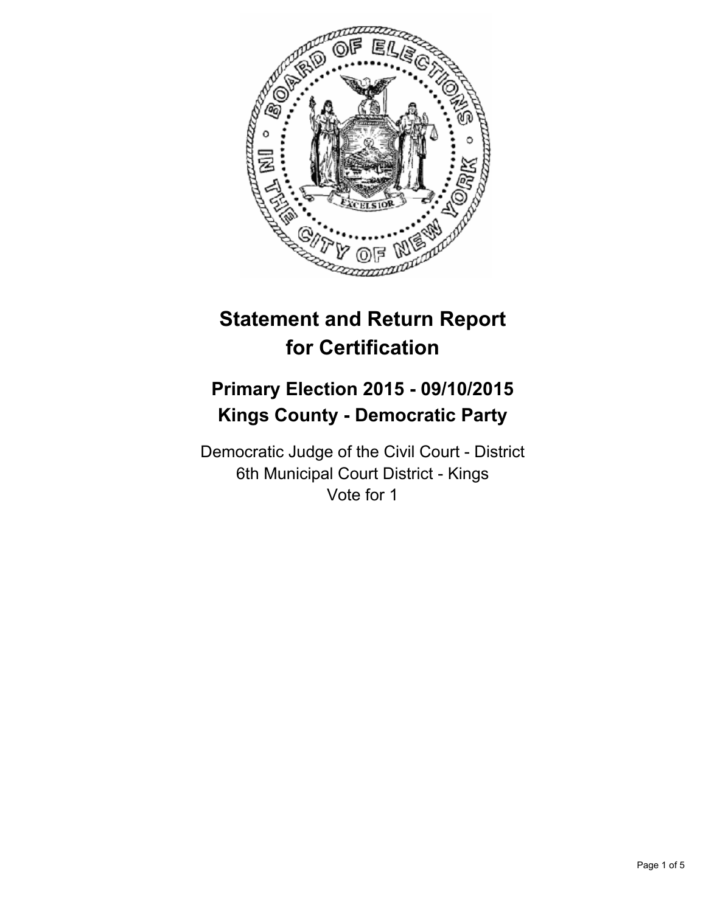# Statement and Return Report for Certification

## Primary Election 2015 - 09/10/2015
## Kings County - Democratic Party

Democratic Judge of the Civil Court - District
6th Municipal Court District - Kings
Vote for 1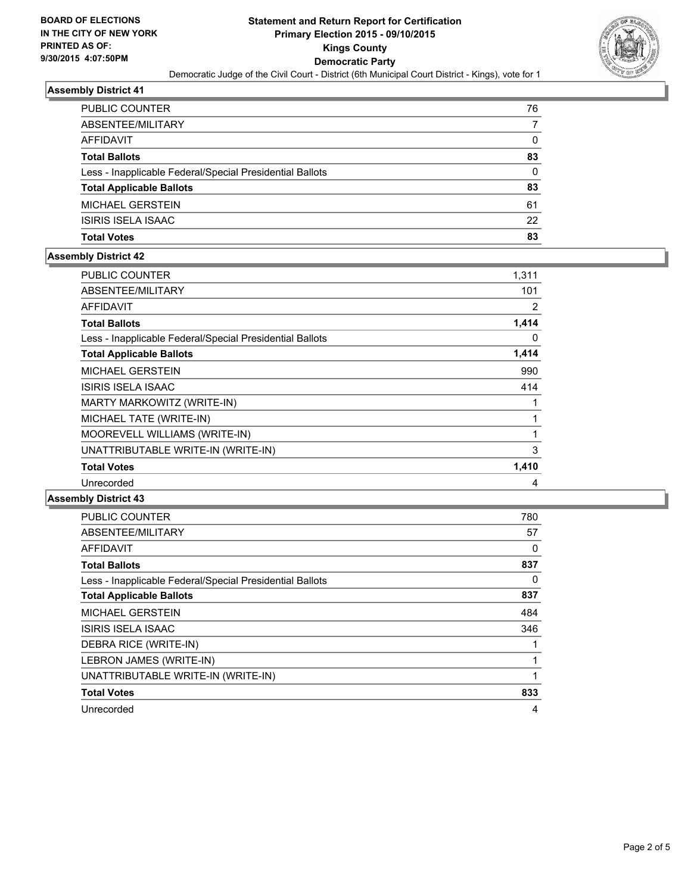BOARD OF ELECTIONS
IN THE CITY OF NEW YORK
PRINTED AS OF:
9/30/2015 4:07:50PM

**Statement and Return Report for Certification**
**Primary Election 2015 - 09/10/2015**
**Kings County**
**Democratic Party**
Democratic Judge of the Civil Court - District (6th Municipal Court District - Kings), vote for 1

### Assembly District 41

| | |
|---|---|
| PUBLIC COUNTER | 76 |
| ABSENTEE/MILITARY | 7 |
| AFFIDAVIT | 0 |
| **Total Ballots** | **83** |
| Less - Inapplicable Federal/Special Presidential Ballots | 0 |
| **Total Applicable Ballots** | **83** |
| MICHAEL GERSTEIN | 61 |
| ISIRIS ISELA ISAAC | 22 |
| **Total Votes** | **83** |

### Assembly District 42

| | |
|---|---|
| PUBLIC COUNTER | 1,311 |
| ABSENTEE/MILITARY | 101 |
| AFFIDAVIT | 2 |
| **Total Ballots** | **1,414** |
| Less - Inapplicable Federal/Special Presidential Ballots | 0 |
| **Total Applicable Ballots** | **1,414** |
| MICHAEL GERSTEIN | 990 |
| ISIRIS ISELA ISAAC | 414 |
| MARTY MARKOWITZ (WRITE-IN) | 1 |
| MICHAEL TATE (WRITE-IN) | 1 |
| MOOREVELL WILLIAMS (WRITE-IN) | 1 |
| UNATTRIBUTABLE WRITE-IN (WRITE-IN) | 3 |
| **Total Votes** | **1,410** |
| Unrecorded | 4 |

### Assembly District 43

| | |
|---|---|
| PUBLIC COUNTER | 780 |
| ABSENTEE/MILITARY | 57 |
| AFFIDAVIT | 0 |
| **Total Ballots** | **837** |
| Less - Inapplicable Federal/Special Presidential Ballots | 0 |
| **Total Applicable Ballots** | **837** |
| MICHAEL GERSTEIN | 484 |
| ISIRIS ISELA ISAAC | 346 |
| DEBRA RICE (WRITE-IN) | 1 |
| LEBRON JAMES (WRITE-IN) | 1 |
| UNATTRIBUTABLE WRITE-IN (WRITE-IN) | 1 |
| **Total Votes** | **833** |
| Unrecorded | 4 |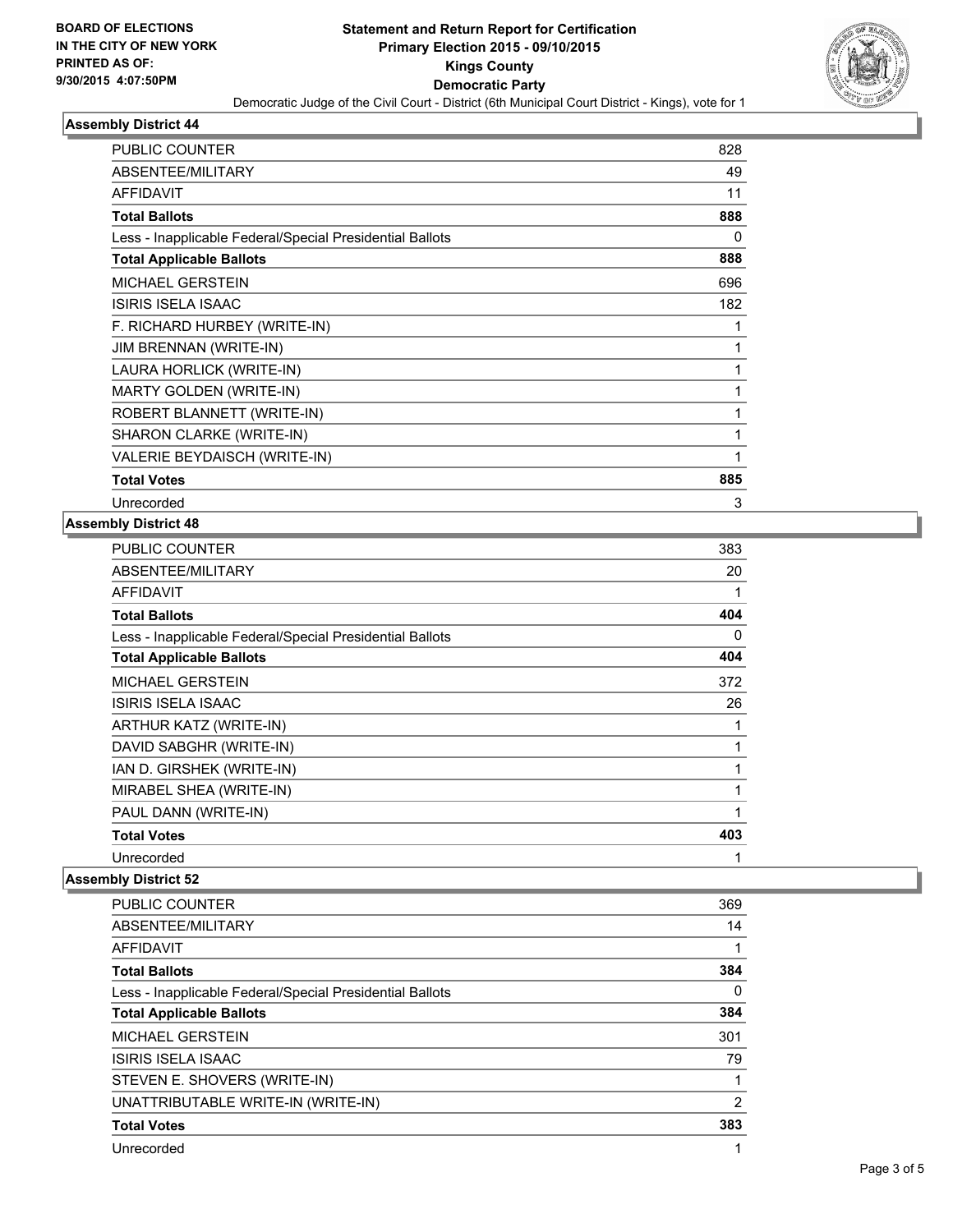BOARD OF ELECTIONS
IN THE CITY OF NEW YORK
PRINTED AS OF:
9/30/2015 4:07:50PM

# Statement and Return Report for Certification
## Primary Election 2015 - 09/10/2015
## Kings County
## Democratic Party

Democratic Judge of the Civil Court - District (6th Municipal Court District - Kings), vote for 1

### Assembly District 44

| | |
|---|---|
| PUBLIC COUNTER | 828 |
| ABSENTEE/MILITARY | 49 |
| AFFIDAVIT | 11 |
| **Total Ballots** | **888** |
| Less - Inapplicable Federal/Special Presidential Ballots | 0 |
| **Total Applicable Ballots** | **888** |
| MICHAEL GERSTEIN | 696 |
| ISIRIS ISELA ISAAC | 182 |
| F. RICHARD HURBEY (WRITE-IN) | 1 |
| JIM BRENNAN (WRITE-IN) | 1 |
| LAURA HORLICK (WRITE-IN) | 1 |
| MARTY GOLDEN (WRITE-IN) | 1 |
| ROBERT BLANNETT (WRITE-IN) | 1 |
| SHARON CLARKE (WRITE-IN) | 1 |
| VALERIE BEYDAISCH (WRITE-IN) | 1 |
| **Total Votes** | **885** |
| Unrecorded | 3 |

### Assembly District 48

| | |
|---|---|
| PUBLIC COUNTER | 383 |
| ABSENTEE/MILITARY | 20 |
| AFFIDAVIT | 1 |
| **Total Ballots** | **404** |
| Less - Inapplicable Federal/Special Presidential Ballots | 0 |
| **Total Applicable Ballots** | **404** |
| MICHAEL GERSTEIN | 372 |
| ISIRIS ISELA ISAAC | 26 |
| ARTHUR KATZ (WRITE-IN) | 1 |
| DAVID SABGHR (WRITE-IN) | 1 |
| IAN D. GIRSHEK (WRITE-IN) | 1 |
| MIRABEL SHEA (WRITE-IN) | 1 |
| PAUL DANN (WRITE-IN) | 1 |
| **Total Votes** | **403** |
| Unrecorded | 1 |

### Assembly District 52

| | |
|---|---|
| PUBLIC COUNTER | 369 |
| ABSENTEE/MILITARY | 14 |
| AFFIDAVIT | 1 |
| **Total Ballots** | **384** |
| Less - Inapplicable Federal/Special Presidential Ballots | 0 |
| **Total Applicable Ballots** | **384** |
| MICHAEL GERSTEIN | 301 |
| ISIRIS ISELA ISAAC | 79 |
| STEVEN E. SHOVERS (WRITE-IN) | 1 |
| UNATTRIBUTABLE WRITE-IN (WRITE-IN) | 2 |
| **Total Votes** | **383** |
| Unrecorded | 1 |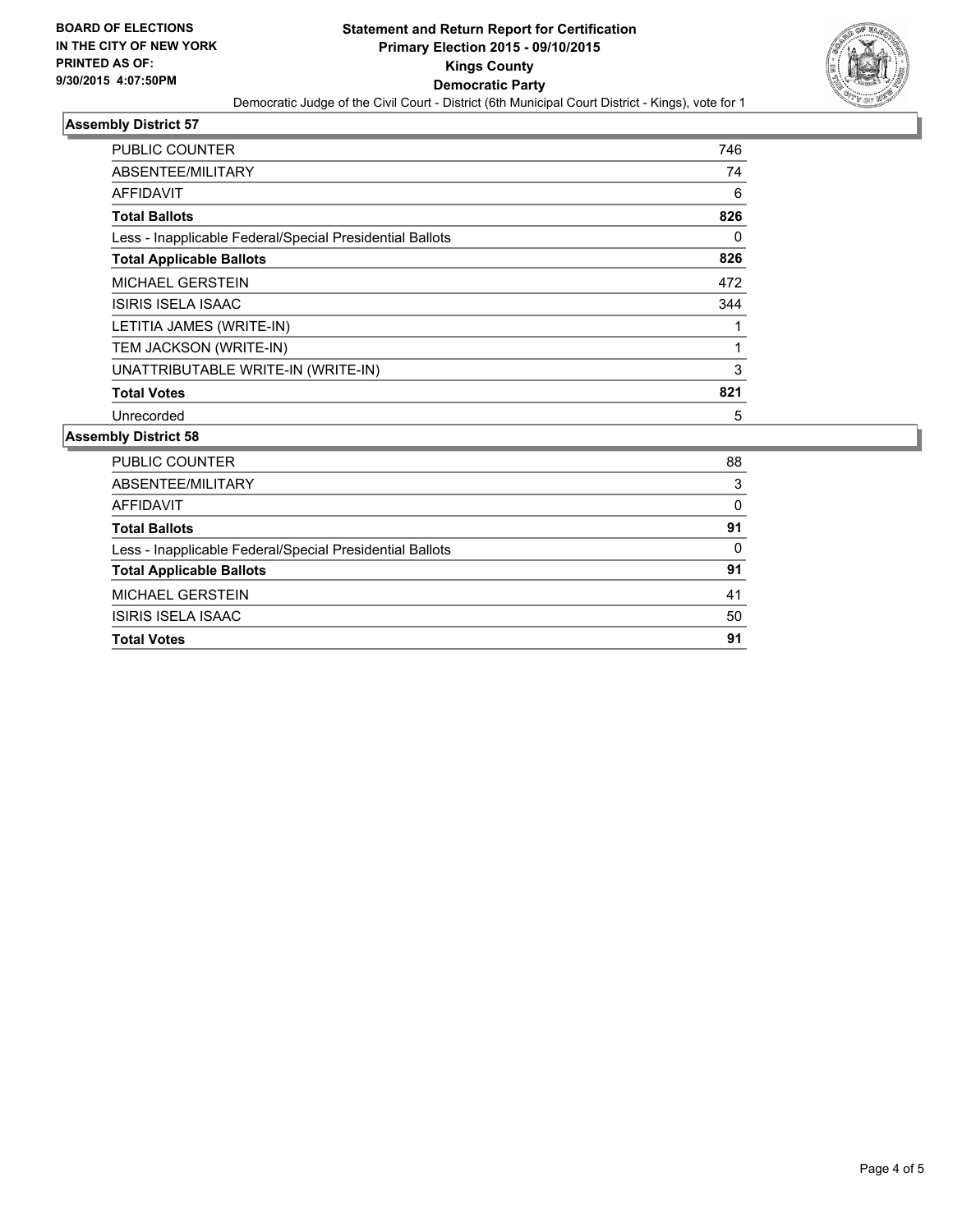BOARD OF ELECTIONS
IN THE CITY OF NEW YORK
PRINTED AS OF:
9/30/2015 4:07:50PM

**Statement and Return Report for Certification**
**Primary Election 2015 - 09/10/2015**
**Kings County**
**Democratic Party**
Democratic Judge of the Civil Court - District (6th Municipal Court District - Kings), vote for 1

### Assembly District 57

| | |
|---|---|
| PUBLIC COUNTER | 746 |
| ABSENTEE/MILITARY | 74 |
| AFFIDAVIT | 6 |
| **Total Ballots** | **826** |
| Less - Inapplicable Federal/Special Presidential Ballots | 0 |
| **Total Applicable Ballots** | **826** |
| MICHAEL GERSTEIN | 472 |
| ISIRIS ISELA ISAAC | 344 |
| LETITIA JAMES (WRITE-IN) | 1 |
| TEM JACKSON (WRITE-IN) | 1 |
| UNATTRIBUTABLE WRITE-IN (WRITE-IN) | 3 |
| **Total Votes** | **821** |
| Unrecorded | 5 |

### Assembly District 58

| | |
|---|---|
| PUBLIC COUNTER | 88 |
| ABSENTEE/MILITARY | 3 |
| AFFIDAVIT | 0 |
| **Total Ballots** | **91** |
| Less - Inapplicable Federal/Special Presidential Ballots | 0 |
| **Total Applicable Ballots** | **91** |
| MICHAEL GERSTEIN | 41 |
| ISIRIS ISELA ISAAC | 50 |
| **Total Votes** | **91** |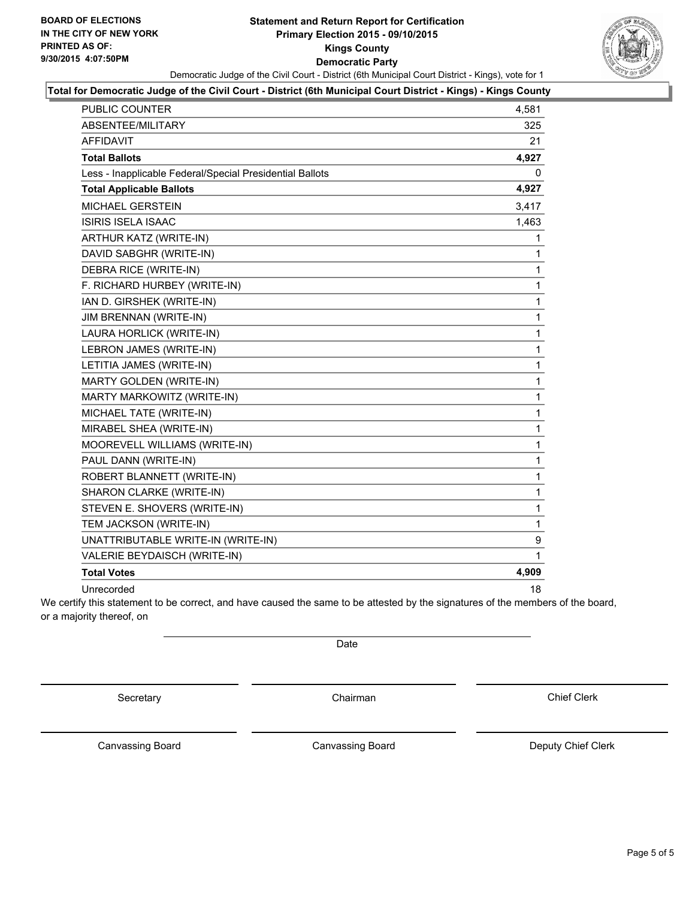**BOARD OF ELECTIONS IN THE CITY OF NEW YORK PRINTED AS OF: 9/30/2015 4:07:50PM**

# Statement and Return Report for Certification
## Primary Election 2015 - 09/10/2015
## Kings County
## Democratic Party

Democratic Judge of the Civil Court - District (6th Municipal Court District - Kings), vote for 1

**Total for Democratic Judge of the Civil Court - District (6th Municipal Court District - Kings) - Kings County**

| | |
|---|---|
| PUBLIC COUNTER | 4,581 |
| ABSENTEE/MILITARY | 325 |
| AFFIDAVIT | 21 |
| **Total Ballots** | **4,927** |
| Less - Inapplicable Federal/Special Presidential Ballots | 0 |
| **Total Applicable Ballots** | **4,927** |
| MICHAEL GERSTEIN | 3,417 |
| ISIRIS ISELA ISAAC | 1,463 |
| ARTHUR KATZ (WRITE-IN) | 1 |
| DAVID SABGHR (WRITE-IN) | 1 |
| DEBRA RICE (WRITE-IN) | 1 |
| F. RICHARD HURBEY (WRITE-IN) | 1 |
| IAN D. GIRSHEK (WRITE-IN) | 1 |
| JIM BRENNAN (WRITE-IN) | 1 |
| LAURA HORLICK (WRITE-IN) | 1 |
| LEBRON JAMES (WRITE-IN) | 1 |
| LETITIA JAMES (WRITE-IN) | 1 |
| MARTY GOLDEN (WRITE-IN) | 1 |
| MARTY MARKOWITZ (WRITE-IN) | 1 |
| MICHAEL TATE (WRITE-IN) | 1 |
| MIRABEL SHEA (WRITE-IN) | 1 |
| MOOREVELL WILLIAMS (WRITE-IN) | 1 |
| PAUL DANN (WRITE-IN) | 1 |
| ROBERT BLANNETT (WRITE-IN) | 1 |
| SHARON CLARKE (WRITE-IN) | 1 |
| STEVEN E. SHOVERS (WRITE-IN) | 1 |
| TEM JACKSON (WRITE-IN) | 1 |
| UNATTRIBUTABLE WRITE-IN (WRITE-IN) | 9 |
| VALERIE BEYDAISCH (WRITE-IN) | 1 |
| **Total Votes** | **4,909** |
| Unrecorded | 18 |

We certify this statement to be correct, and have caused the same to be attested by the signatures of the members of the board, or a majority thereof, on

Date

Secretary | Chairman | Chief Clerk

Canvassing Board | Canvassing Board | Deputy Chief Clerk